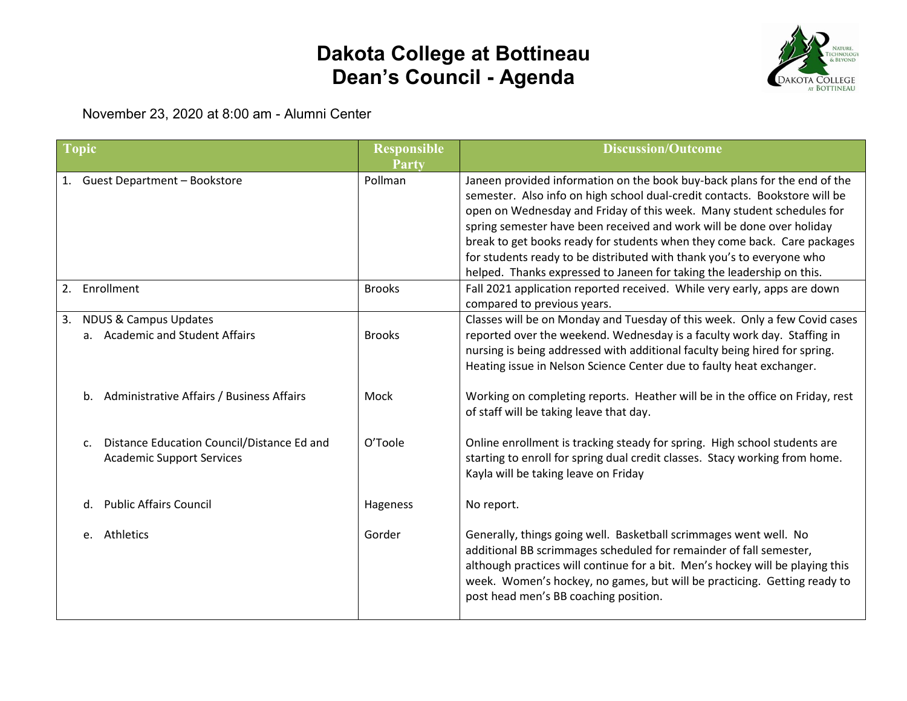# Dakota College at Bottineau
# Dean's Council - Agenda

November 23, 2020 at 8:00 am - Alumni Center

| Topic | Responsible Party | Discussion/Outcome |
|---|---|---|
| 1. Guest Department – Bookstore | Pollman | Janeen provided information on the book buy-back plans for the end of the semester. Also info on high school dual-credit contacts. Bookstore will be open on Wednesday and Friday of this week. Many student schedules for spring semester have been received and work will be done over holiday break to get books ready for students when they come back. Care packages for students ready to be distributed with thank you's to everyone who helped. Thanks expressed to Janeen for taking the leadership on this. |
| 2. Enrollment | Brooks | Fall 2021 application reported received. While very early, apps are down compared to previous years. |
| 3. NDUS & Campus Updates<br>a. Academic and Student Affairs | Brooks | Classes will be on Monday and Tuesday of this week. Only a few Covid cases reported over the weekend. Wednesday is a faculty work day. Staffing in nursing is being addressed with additional faculty being hired for spring. Heating issue in Nelson Science Center due to faulty heat exchanger. |
| b. Administrative Affairs / Business Affairs | Mock | Working on completing reports. Heather will be in the office on Friday, rest of staff will be taking leave that day. |
| c. Distance Education Council/Distance Ed and Academic Support Services | O'Toole | Online enrollment is tracking steady for spring. High school students are starting to enroll for spring dual credit classes. Stacy working from home. Kayla will be taking leave on Friday |
| d. Public Affairs Council | Hageness | No report. |
| e. Athletics | Gorder | Generally, things going well. Basketball scrimmages went well. No additional BB scrimmages scheduled for remainder of fall semester, although practices will continue for a bit. Men's hockey will be playing this week. Women's hockey, no games, but will be practicing. Getting ready to post head men's BB coaching position. |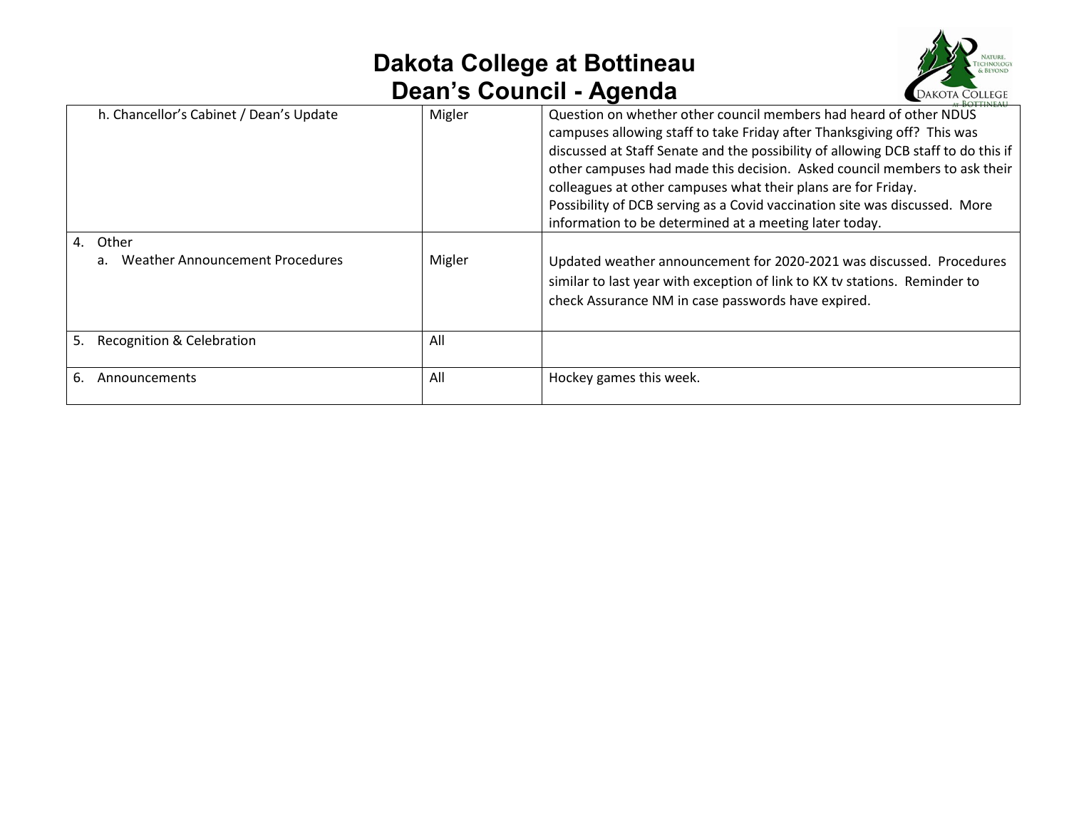# Dakota College at Bottineau
## Dean's Council - Agenda

| | | |
|---|---|---|
| h. Chancellor's Cabinet / Dean's Update | Migler | Question on whether other council members had heard of other NDUS campuses allowing staff to take Friday after Thanksgiving off? This was discussed at Staff Senate and the possibility of allowing DCB staff to do this if other campuses had made this decision. Asked council members to ask their colleagues at other campuses what their plans are for Friday. Possibility of DCB serving as a Covid vaccination site was discussed. More information to be determined at a meeting later today. |
| 4. Other<br>a. Weather Announcement Procedures | Migler | Updated weather announcement for 2020-2021 was discussed. Procedures similar to last year with exception of link to KX tv stations. Reminder to check Assurance NM in case passwords have expired. |
| 5. Recognition & Celebration | All | |
| 6. Announcements | All | Hockey games this week. |